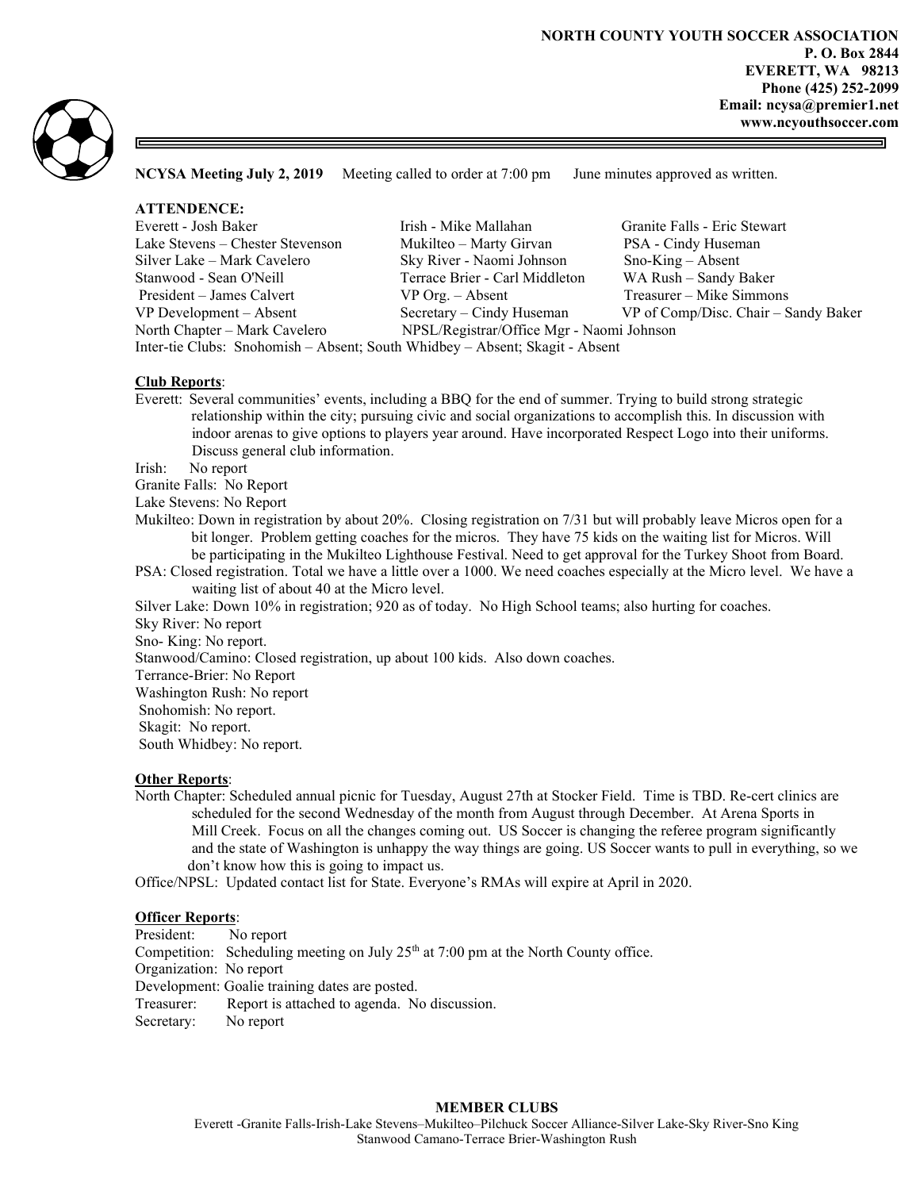**NORTH COUNTY YOUTH SOCCER ASSOCIATION**
**P. O. Box 2844**
**EVERETT, WA 98213**
**Phone (425) 252-2099**
**Email: ncysa@premier1.net**
**www.ncyouthsoccer.com**

**NCYSA Meeting July 2, 2019** Meeting called to order at 7:00 pm June minutes approved as written.

**ATTENDENCE:**

| | | |
|---|---|---|
| Everett - Josh Baker | Irish - Mike Mallahan | Granite Falls - Eric Stewart |
| Lake Stevens – Chester Stevenson | Mukilteo – Marty Girvan | PSA - Cindy Huseman |
| Silver Lake – Mark Cavelero | Sky River - Naomi Johnson | Sno-King – Absent |
| Stanwood - Sean O'Neill | Terrace Brier - Carl Middleton | WA Rush – Sandy Baker |
| President – James Calvert | VP Org. – Absent | Treasurer – Mike Simmons |
| VP Development – Absent | Secretary – Cindy Huseman | VP of Comp/Disc. Chair – Sandy Baker |
| North Chapter – Mark Cavelero | NPSL/Registrar/Office Mgr - Naomi Johnson | |

Inter-tie Clubs: Snohomish – Absent; South Whidbey – Absent; Skagit - Absent

**Club Reports**:

Everett: Several communities' events, including a BBQ for the end of summer. Trying to build strong strategic relationship within the city; pursuing civic and social organizations to accomplish this. In discussion with indoor arenas to give options to players year around. Have incorporated Respect Logo into their uniforms. Discuss general club information.

Irish: No report

Granite Falls: No Report

Lake Stevens: No Report

Mukilteo: Down in registration by about 20%. Closing registration on 7/31 but will probably leave Micros open for a bit longer. Problem getting coaches for the micros. They have 75 kids on the waiting list for Micros. Will be participating in the Mukilteo Lighthouse Festival. Need to get approval for the Turkey Shoot from Board.

PSA: Closed registration. Total we have a little over a 1000. We need coaches especially at the Micro level. We have a waiting list of about 40 at the Micro level.

Silver Lake: Down 10% in registration; 920 as of today. No High School teams; also hurting for coaches.

Sky River: No report

Sno- King: No report.

Stanwood/Camino: Closed registration, up about 100 kids. Also down coaches.

Terrance-Brier: No Report

Washington Rush: No report

Snohomish: No report.

Skagit: No report.

South Whidbey: No report.

**Other Reports**:

North Chapter: Scheduled annual picnic for Tuesday, August 27th at Stocker Field. Time is TBD. Re-cert clinics are scheduled for the second Wednesday of the month from August through December. At Arena Sports in Mill Creek. Focus on all the changes coming out. US Soccer is changing the referee program significantly and the state of Washington is unhappy the way things are going. US Soccer wants to pull in everything, so we don't know how this is going to impact us.

Office/NPSL: Updated contact list for State. Everyone's RMAs will expire at April in 2020.

**Officer Reports**:

President: No report

Competition: Scheduling meeting on July 25th at 7:00 pm at the North County office.

Organization: No report

Development: Goalie training dates are posted.

Treasurer: Report is attached to agenda. No discussion.

Secretary: No report

**MEMBER CLUBS**

Everett -Granite Falls-Irish-Lake Stevens–Mukilteo–Pilchuck Soccer Alliance-Silver Lake-Sky River-Sno King Stanwood Camano-Terrace Brier-Washington Rush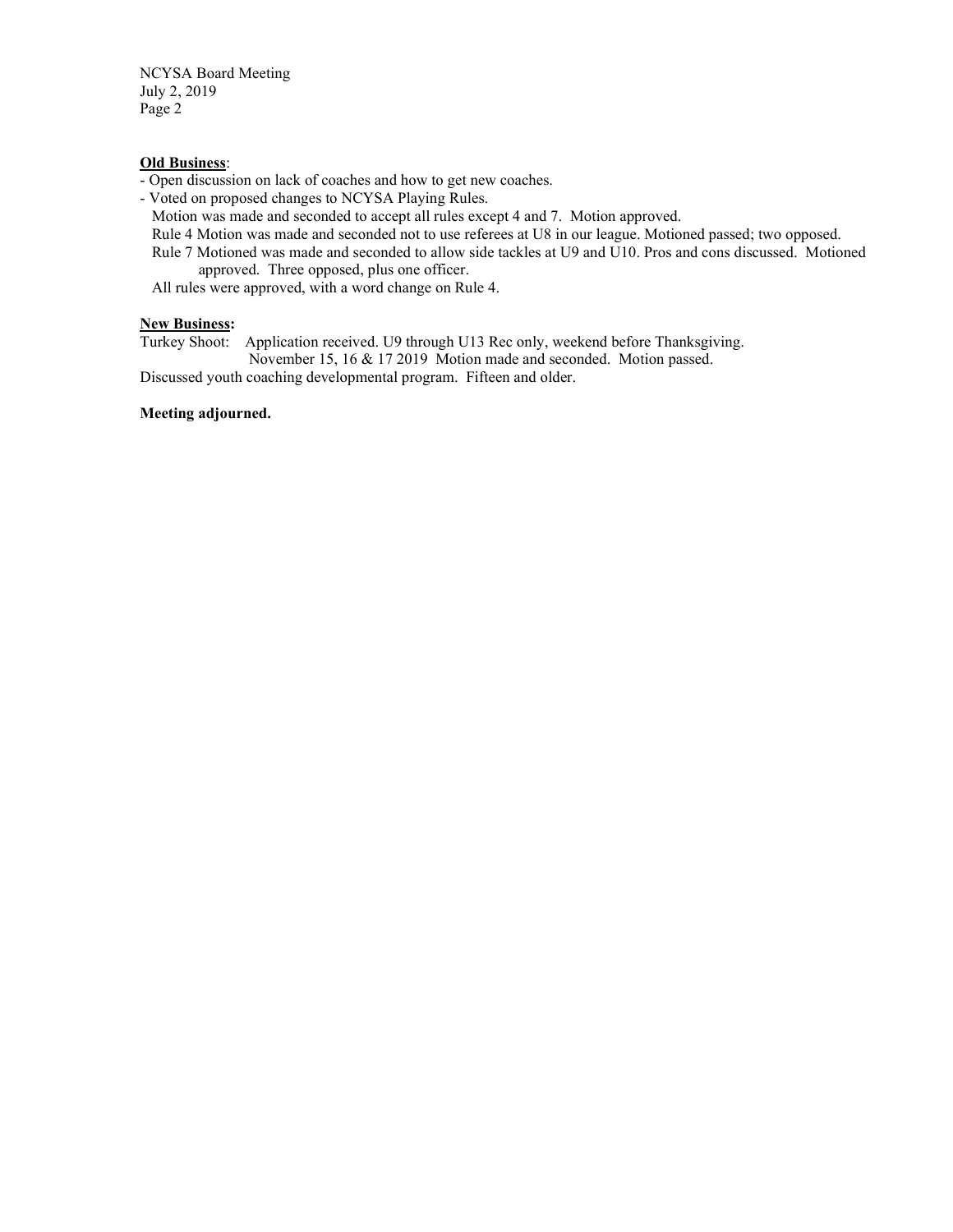**Old Business**:

- Open discussion on lack of coaches and how to get new coaches.
- Voted on proposed changes to NCYSA Playing Rules.

  Motion was made and seconded to accept all rules except 4 and 7. Motion approved.

  Rule 4 Motion was made and seconded not to use referees at U8 in our league. Motioned passed; two opposed.

  Rule 7 Motioned was made and seconded to allow side tackles at U9 and U10. Pros and cons discussed. Motioned approved. Three opposed, plus one officer.

  All rules were approved, with a word change on Rule 4.

**New Business:**

Turkey Shoot: Application received. U9 through U13 Rec only, weekend before Thanksgiving. November 15, 16 & 17 2019 Motion made and seconded. Motion passed.

Discussed youth coaching developmental program. Fifteen and older.

**Meeting adjourned.**